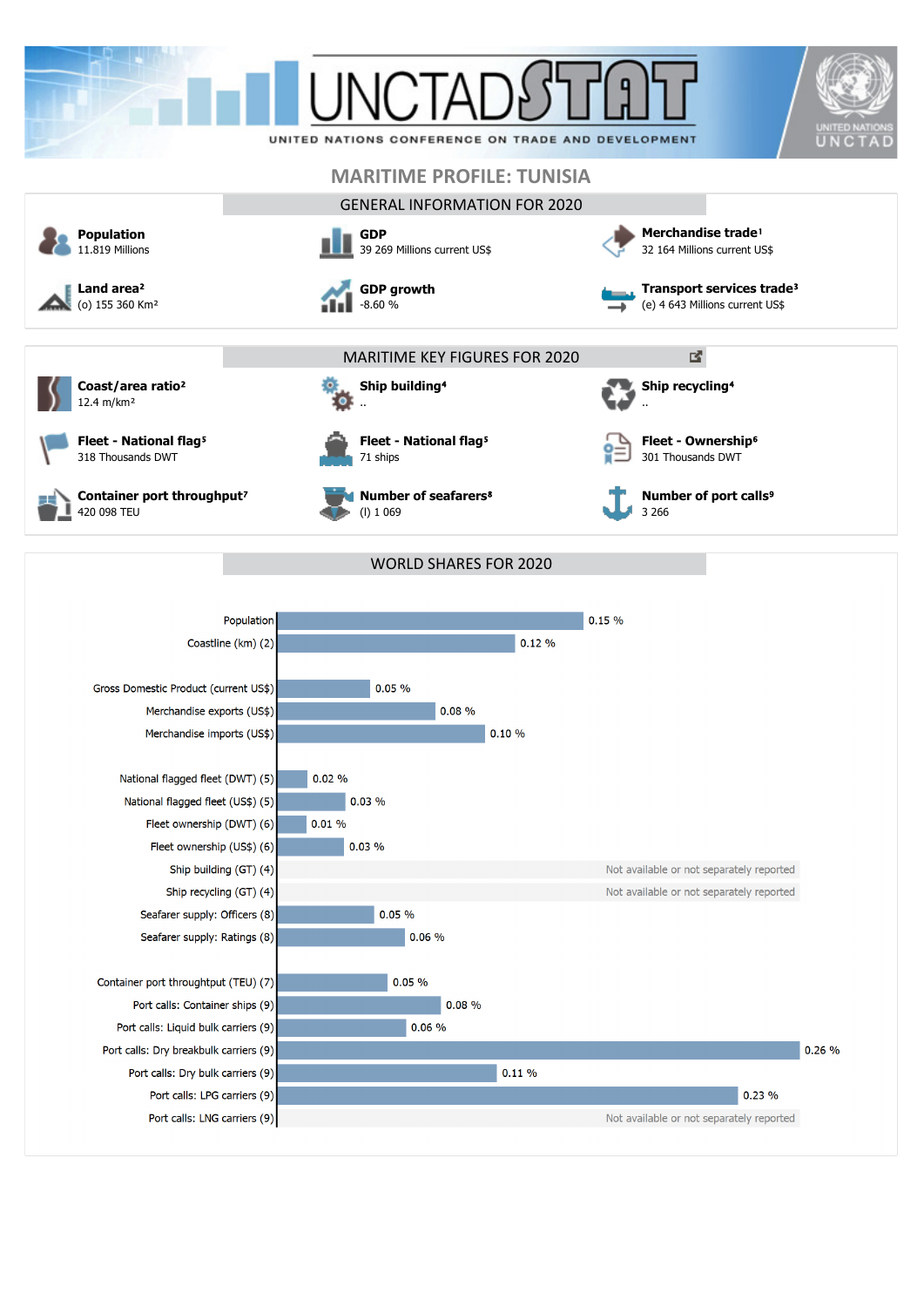# UNCTADSTAT

UNITED NATIONS CONFERENCE ON TRADE AND DEVELOPMENT

UNITED NATIONS UNCTAD

## MARITIME PROFILE: TUNISIA

### GENERAL INFORMATION FOR 2020

**Population**
11.819 Millions

**GDP**
39 269 Millions current US$

**Merchandise trade**[1]
32 164 Millions current US$

**Land area**[2]
(o) 155 360 Km²

**GDP growth**
-8.60 %

**Transport services trade**[3]
(e) 4 643 Millions current US$

### MARITIME KEY FIGURES FOR 2020

**Coast/area ratio**[2]
12.4 m/km²

**Ship building**[4]
..

**Ship recycling**[4]
..

**Fleet - National flag**[5]
318 Thousands DWT

**Fleet - National flag**[5]
71 ships

**Fleet - Ownership**[6]
301 Thousands DWT

**Container port throughput**[7]
420 098 TEU

**Number of seafarers**[8]
(l) 1 069

**Number of port calls**[9]
3 266

### WORLD SHARES FOR 2020

| Indicator | World share |
|---|---|
| Population | 0.15 % |
| Coastline (km) (2) | 0.12 % |
| Gross Domestic Product (current US$) | 0.05 % |
| Merchandise exports (US$) | 0.08 % |
| Merchandise imports (US$) | 0.10 % |
| National flagged fleet (DWT) (5) | 0.02 % |
| National flagged fleet (US$) (5) | 0.03 % |
| Fleet ownership (DWT) (6) | 0.01 % |
| Fleet ownership (US$) (6) | 0.03 % |
| Ship building (GT) (4) | Not available or not separately reported |
| Ship recycling (GT) (4) | Not available or not separately reported |
| Seafarer supply: Officers (8) | 0.05 % |
| Seafarer supply: Ratings (8) | 0.06 % |
| Container port throughput (TEU) (7) | 0.05 % |
| Port calls: Container ships (9) | 0.08 % |
| Port calls: Liquid bulk carriers (9) | 0.06 % |
| Port calls: Dry breakbulk carriers (9) | 0.26 % |
| Port calls: Dry bulk carriers (9) | 0.11 % |
| Port calls: LPG carriers (9) | 0.23 % |
| Port calls: LNG carriers (9) | Not available or not separately reported |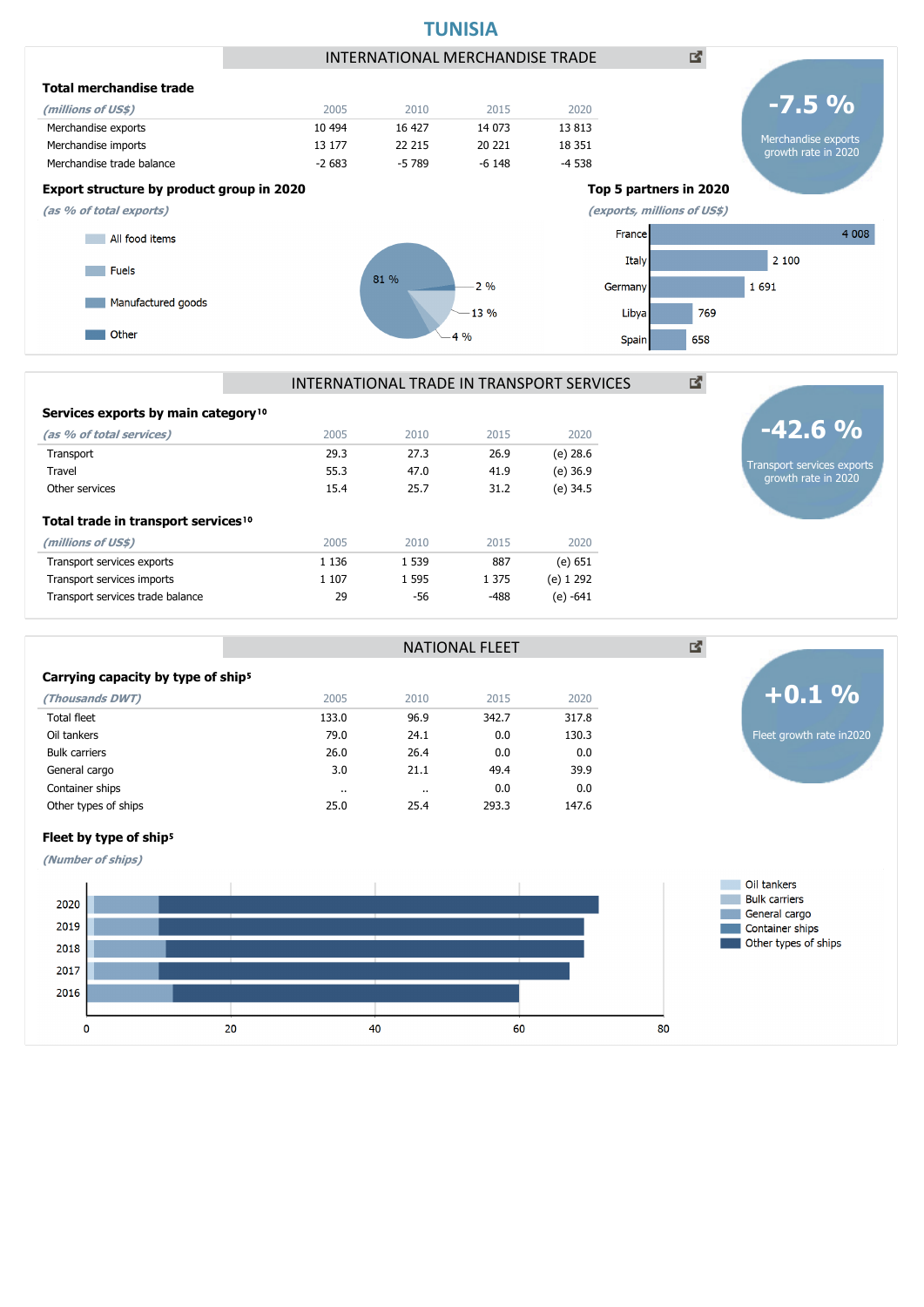# TUNISIA

## INTERNATIONAL MERCHANDISE TRADE

**-7.5 %**
Merchandise exports growth rate in 2020

### Total merchandise trade

| *(millions of US$)* | 2005 | 2010 | 2015 | 2020 |
|---|---|---|---|---|
| Merchandise exports | 10 494 | 16 427 | 14 073 | 13 813 |
| Merchandise imports | 13 177 | 22 215 | 20 221 | 18 351 |
| Merchandise trade balance | -2 683 | -5 789 | -6 148 | -4 538 |

### Export structure by product group in 2020

*(as % of total exports)*

- All food items
- Fuels
- Manufactured goods
- Other

81 %, 2 %, 13 %, 4 %

### Top 5 partners in 2020

*(exports, millions of US$)*

| Partner | Value |
|---|---|
| France | 4 008 |
| Italy | 2 100 |
| Germany | 1 691 |
| Libya | 769 |
| Spain | 658 |

## INTERNATIONAL TRADE IN TRANSPORT SERVICES

**-42.6 %**
Transport services exports growth rate in 2020

### Services exports by main category[10]

| *(as % of total services)* | 2005 | 2010 | 2015 | 2020 |
|---|---|---|---|---|
| Transport | 29.3 | 27.3 | 26.9 | (e) 28.6 |
| Travel | 55.3 | 47.0 | 41.9 | (e) 36.9 |
| Other services | 15.4 | 25.7 | 31.2 | (e) 34.5 |

### Total trade in transport services[10]

| *(millions of US$)* | 2005 | 2010 | 2015 | 2020 |
|---|---|---|---|---|
| Transport services exports | 1 136 | 1 539 | 887 | (e) 651 |
| Transport services imports | 1 107 | 1 595 | 1 375 | (e) 1 292 |
| Transport services trade balance | 29 | -56 | -488 | (e) -641 |

## NATIONAL FLEET

**+0.1 %**
Fleet growth rate in2020

### Carrying capacity by type of ship[5]

| *(Thousands DWT)* | 2005 | 2010 | 2015 | 2020 |
|---|---|---|---|---|
| Total fleet | 133.0 | 96.9 | 342.7 | 317.8 |
| Oil tankers | 79.0 | 24.1 | 0.0 | 130.3 |
| Bulk carriers | 26.0 | 26.4 | 0.0 | 0.0 |
| General cargo | 3.0 | 21.1 | 49.4 | 39.9 |
| Container ships | .. | .. | 0.0 | 0.0 |
| Other types of ships | 25.0 | 25.4 | 293.3 | 147.6 |

### Fleet by type of ship[5]

*(Number of ships)*

Legend: Oil tankers, Bulk carriers, General cargo, Container ships, Other types of ships

Years: 2020, 2019, 2018, 2017, 2016 — Axis: 0, 20, 40, 60, 80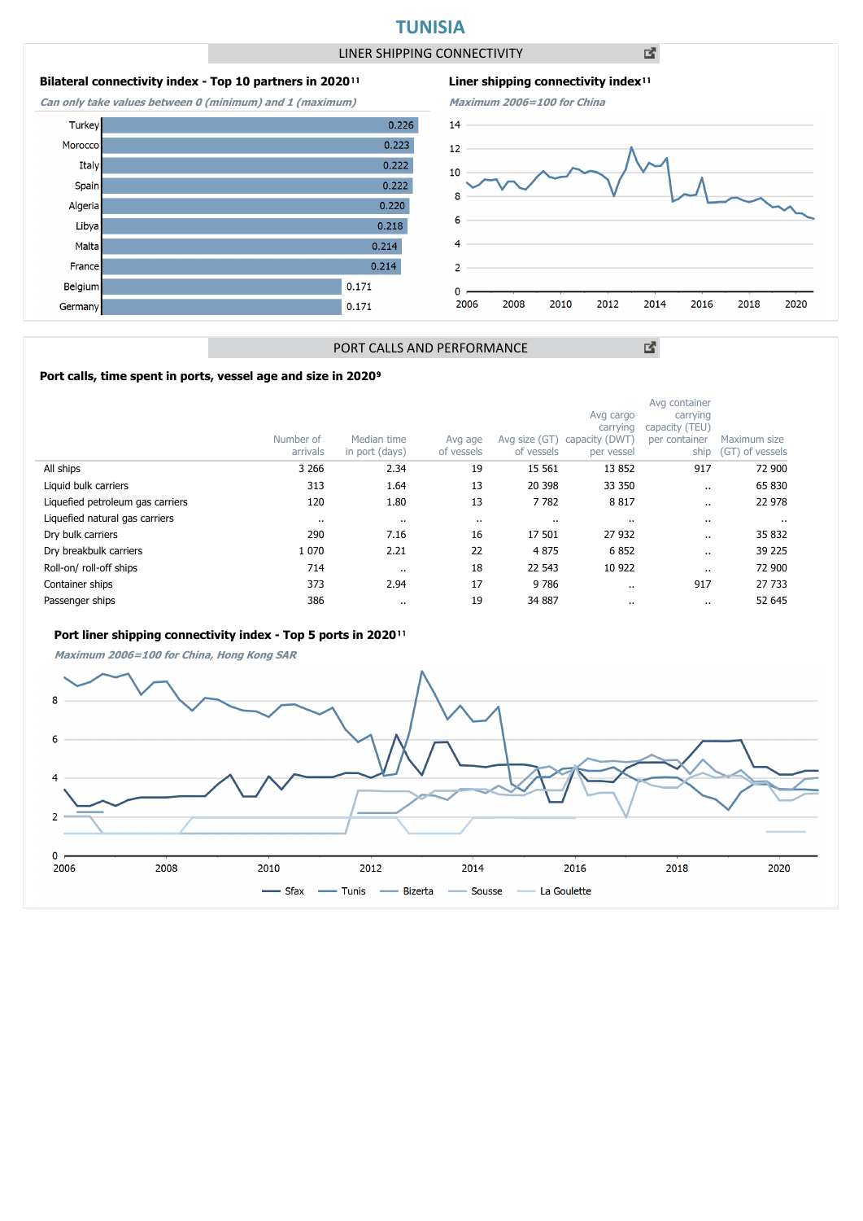# TUNISIA

## LINER SHIPPING CONNECTIVITY

### Bilateral connectivity index - Top 10 partners in 2020[11]

*Can only take values between 0 (minimum) and 1 (maximum)*

| Partner | Index |
|---|---|
| Turkey | 0.226 |
| Morocco | 0.223 |
| Italy | 0.222 |
| Spain | 0.222 |
| Algeria | 0.220 |
| Libya | 0.218 |
| Malta | 0.214 |
| France | 0.214 |
| Belgium | 0.171 |
| Germany | 0.171 |

### Liner shipping connectivity index[11]

*Maximum 2006=100 for China*

## PORT CALLS AND PERFORMANCE

### Port calls, time spent in ports, vessel age and size in 2020[9]

| | Number of arrivals | Median time in port (days) | Avg age of vessels | Avg size (GT) of vessels | Avg cargo carrying capacity (DWT) per vessel | Avg container carrying capacity (TEU) per container ship | Maximum size (GT) of vessels |
|---|---|---|---|---|---|---|---|
| All ships | 3 266 | 2.34 | 19 | 15 561 | 13 852 | 917 | 72 900 |
| Liquid bulk carriers | 313 | 1.64 | 13 | 20 398 | 33 350 | .. | 65 830 |
| Liquefied petroleum gas carriers | 120 | 1.80 | 13 | 7 782 | 8 817 | .. | 22 978 |
| Liquefied natural gas carriers | .. | .. | .. | .. | .. | .. | .. |
| Dry bulk carriers | 290 | 7.16 | 16 | 17 501 | 27 932 | .. | 35 832 |
| Dry breakbulk carriers | 1 070 | 2.21 | 22 | 4 875 | 6 852 | .. | 39 225 |
| Roll-on/ roll-off ships | 714 | .. | 18 | 22 543 | 10 922 | .. | 72 900 |
| Container ships | 373 | 2.94 | 17 | 9 786 | .. | 917 | 27 733 |
| Passenger ships | 386 | .. | 19 | 34 887 | .. | .. | 52 645 |

### Port liner shipping connectivity index - Top 5 ports in 2020[11]

*Maximum 2006=100 for China, Hong Kong SAR*

Sfax, Tunis, Bizerta, Sousse, La Goulette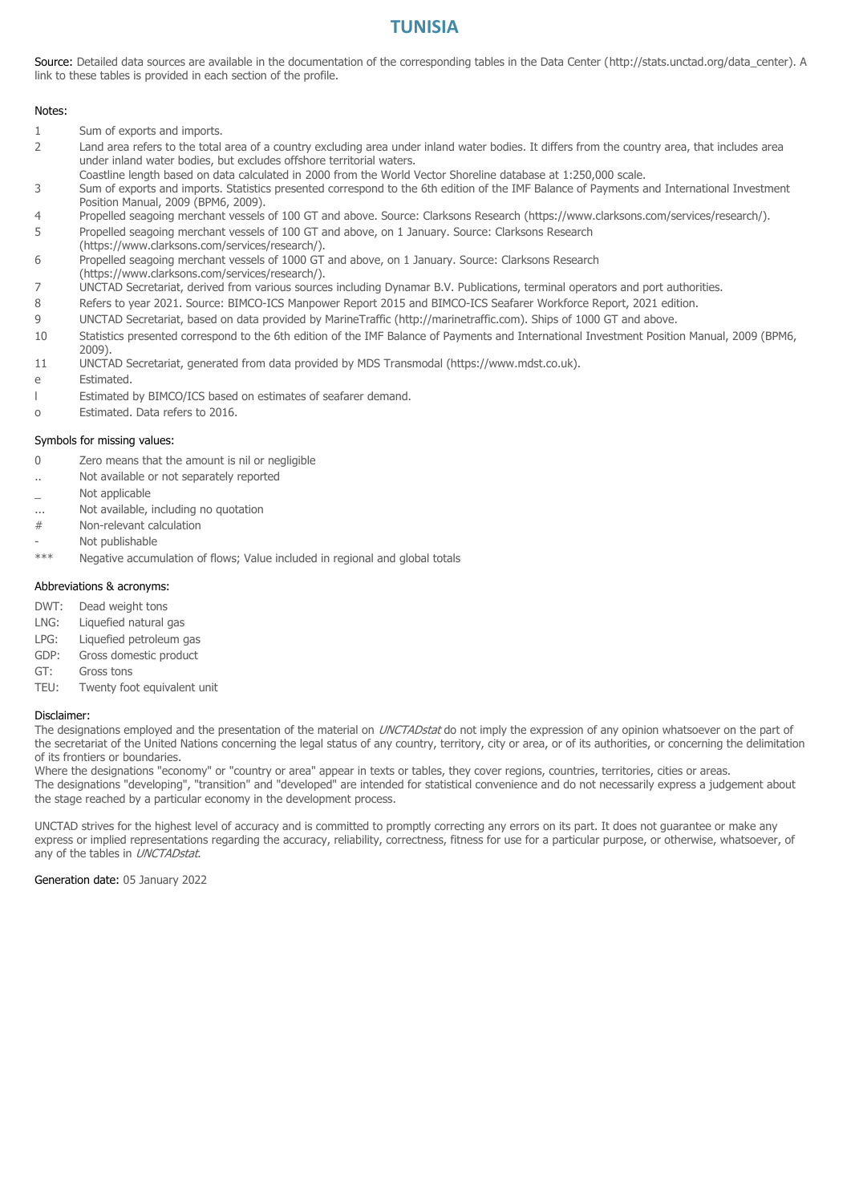# TUNISIA

Source: Detailed data sources are available in the documentation of the corresponding tables in the Data Center (http://stats.unctad.org/data_center). A link to these tables is provided in each section of the profile.

Notes:

| | |
|---|---|
| 1 | Sum of exports and imports. |
| 2 | Land area refers to the total area of a country excluding area under inland water bodies. It differs from the country area, that includes area under inland water bodies, but excludes offshore territorial waters.<br>Coastline length based on data calculated in 2000 from the World Vector Shoreline database at 1:250,000 scale. |
| 3 | Sum of exports and imports. Statistics presented correspond to the 6th edition of the IMF Balance of Payments and International Investment Position Manual, 2009 (BPM6, 2009). |
| 4 | Propelled seagoing merchant vessels of 100 GT and above. Source: Clarksons Research (https://www.clarksons.com/services/research/). |
| 5 | Propelled seagoing merchant vessels of 100 GT and above, on 1 January. Source: Clarksons Research (https://www.clarksons.com/services/research/). |
| 6 | Propelled seagoing merchant vessels of 1000 GT and above, on 1 January. Source: Clarksons Research (https://www.clarksons.com/services/research/). |
| 7 | UNCTAD Secretariat, derived from various sources including Dynamar B.V. Publications, terminal operators and port authorities. |
| 8 | Refers to year 2021. Source: BIMCO-ICS Manpower Report 2015 and BIMCO-ICS Seafarer Workforce Report, 2021 edition. |
| 9 | UNCTAD Secretariat, based on data provided by MarineTraffic (http://marinetraffic.com). Ships of 1000 GT and above. |
| 10 | Statistics presented correspond to the 6th edition of the IMF Balance of Payments and International Investment Position Manual, 2009 (BPM6, 2009). |
| 11 | UNCTAD Secretariat, generated from data provided by MDS Transmodal (https://www.mdst.co.uk). |
| e | Estimated. |
| l | Estimated by BIMCO/ICS based on estimates of seafarer demand. |
| o | Estimated. Data refers to 2016. |

Symbols for missing values:

| | |
|---|---|
| 0 | Zero means that the amount is nil or negligible |
| .. | Not available or not separately reported |
| _ | Not applicable |
| ... | Not available, including no quotation |
| # | Non-relevant calculation |
| - | Not publishable |
| *** | Negative accumulation of flows; Value included in regional and global totals |

Abbreviations & acronyms:

| | |
|---|---|
| DWT: | Dead weight tons |
| LNG: | Liquefied natural gas |
| LPG: | Liquefied petroleum gas |
| GDP: | Gross domestic product |
| GT: | Gross tons |
| TEU: | Twenty foot equivalent unit |

Disclaimer:
The designations employed and the presentation of the material on *UNCTADstat* do not imply the expression of any opinion whatsoever on the part of the secretariat of the United Nations concerning the legal status of any country, territory, city or area, or of its authorities, or concerning the delimitation of its frontiers or boundaries.
Where the designations "economy" or "country or area" appear in texts or tables, they cover regions, countries, territories, cities or areas.
The designations "developing", "transition" and "developed" are intended for statistical convenience and do not necessarily express a judgement about the stage reached by a particular economy in the development process.

UNCTAD strives for the highest level of accuracy and is committed to promptly correcting any errors on its part. It does not guarantee or make any express or implied representations regarding the accuracy, reliability, correctness, fitness for use for a particular purpose, or otherwise, whatsoever, of any of the tables in *UNCTADstat*.

Generation date: 05 January 2022